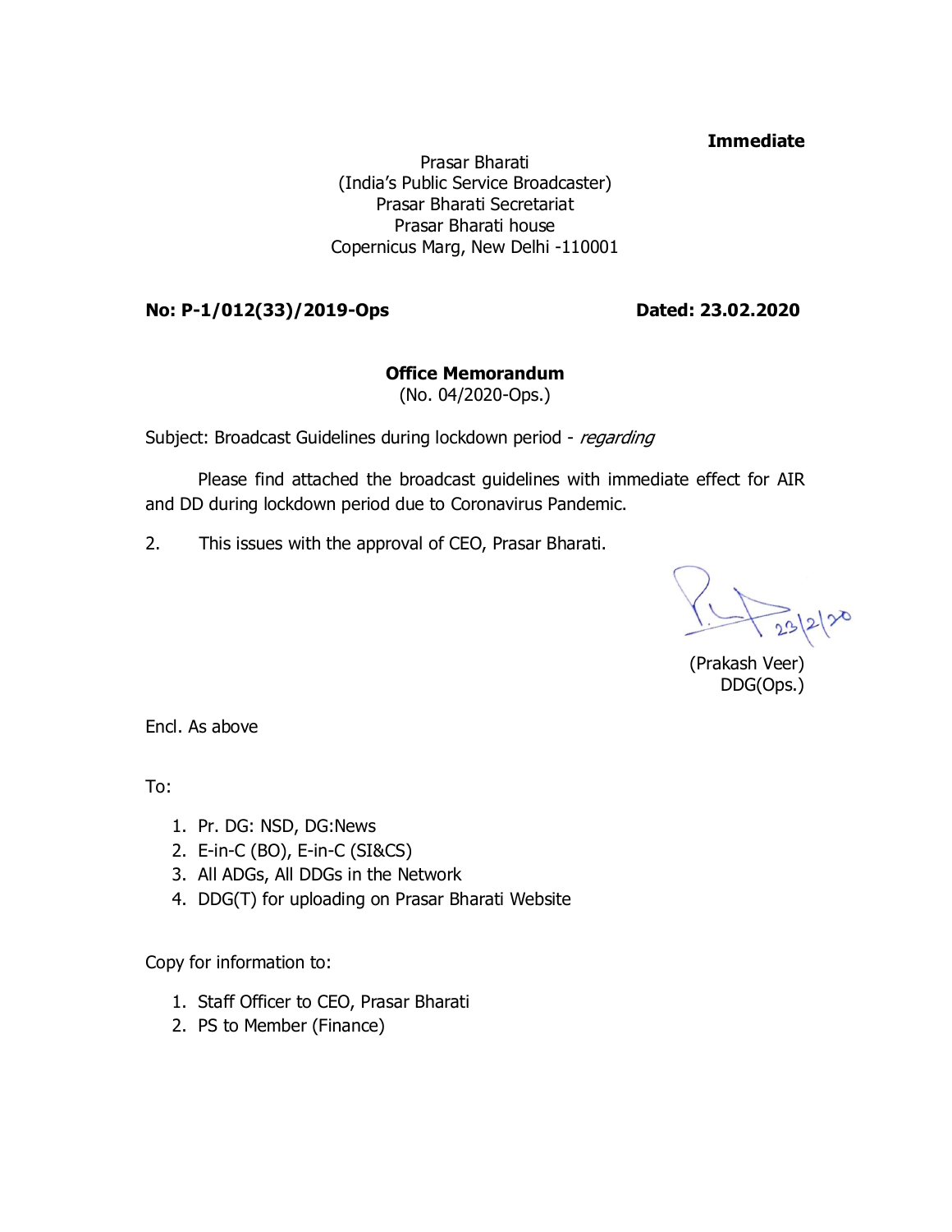**Immediate**

Prasar Bharati
(India's Public Service Broadcaster)
Prasar Bharati Secretariat
Prasar Bharati house
Copernicus Marg, New Delhi -110001

**No: P-1/012(33)/2019-Ops** **Dated: 23.02.2020**

**Office Memorandum**
(No. 04/2020-Ops.)

Subject: Broadcast Guidelines during lockdown period - *regarding*

Please find attached the broadcast guidelines with immediate effect for AIR and DD during lockdown period due to Coronavirus Pandemic.

2. This issues with the approval of CEO, Prasar Bharati.

23/2/20

(Prakash Veer)
DDG(Ops.)

Encl. As above

To:

1. Pr. DG: NSD, DG:News
2. E-in-C (BO), E-in-C (SI&CS)
3. All ADGs, All DDGs in the Network
4. DDG(T) for uploading on Prasar Bharati Website

Copy for information to:

1. Staff Officer to CEO, Prasar Bharati
2. PS to Member (Finance)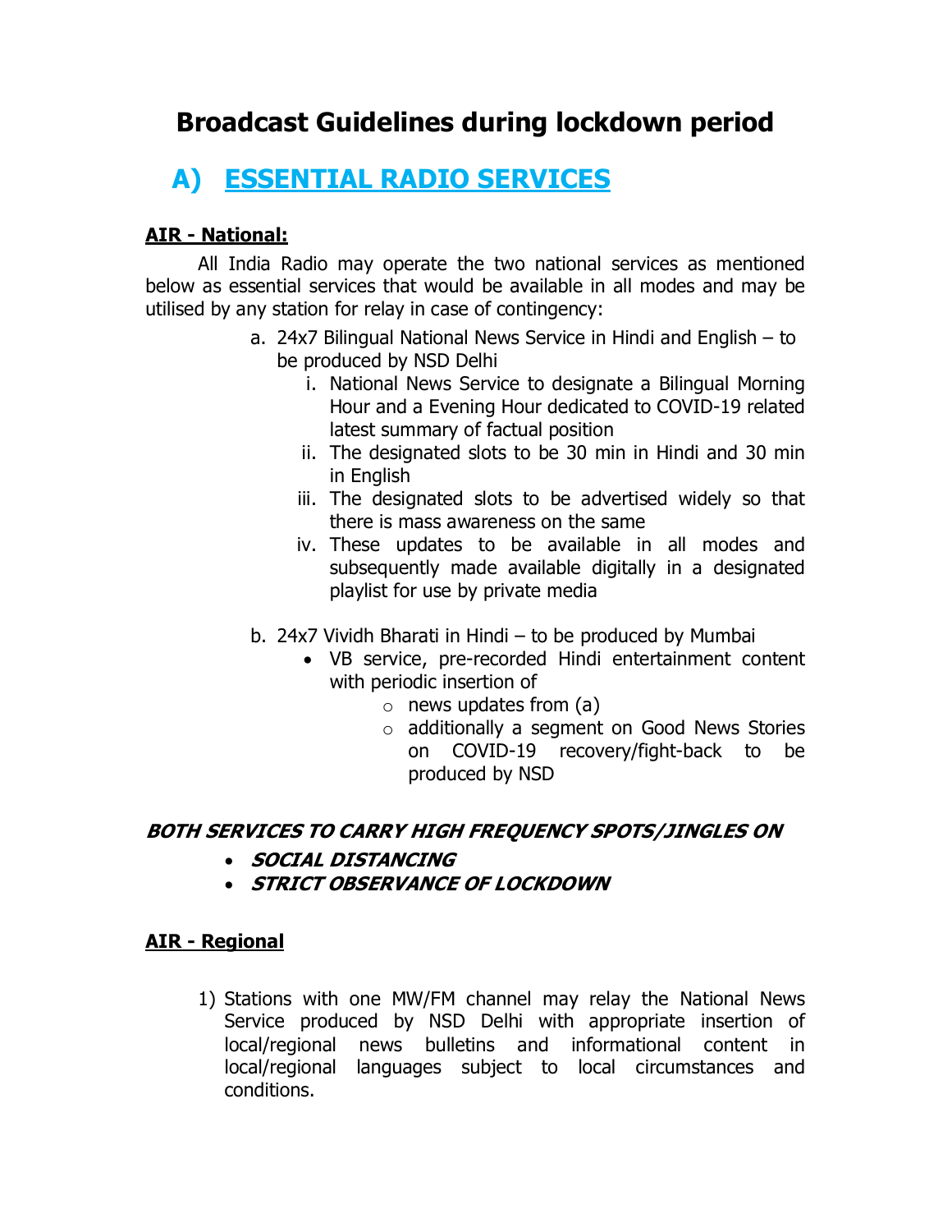# Broadcast Guidelines during lockdown period

## A) ESSENTIAL RADIO SERVICES

**AIR - National:**

All India Radio may operate the two national services as mentioned below as essential services that would be available in all modes and may be utilised by any station for relay in case of contingency:

a. 24x7 Bilingual National News Service in Hindi and English – to be produced by NSD Delhi
   i. National News Service to designate a Bilingual Morning Hour and a Evening Hour dedicated to COVID-19 related latest summary of factual position
   ii. The designated slots to be 30 min in Hindi and 30 min in English
   iii. The designated slots to be advertised widely so that there is mass awareness on the same
   iv. These updates to be available in all modes and subsequently made available digitally in a designated playlist for use by private media

b. 24x7 Vividh Bharati in Hindi – to be produced by Mumbai
   - VB service, pre-recorded Hindi entertainment content with periodic insertion of
     - news updates from (a)
     - additionally a segment on Good News Stories on COVID-19 recovery/fight-back to be produced by NSD

***BOTH SERVICES TO CARRY HIGH FREQUENCY SPOTS/JINGLES ON***

- ***SOCIAL DISTANCING***
- ***STRICT OBSERVANCE OF LOCKDOWN***

**AIR - Regional**

1) Stations with one MW/FM channel may relay the National News Service produced by NSD Delhi with appropriate insertion of local/regional news bulletins and informational content in local/regional languages subject to local circumstances and conditions.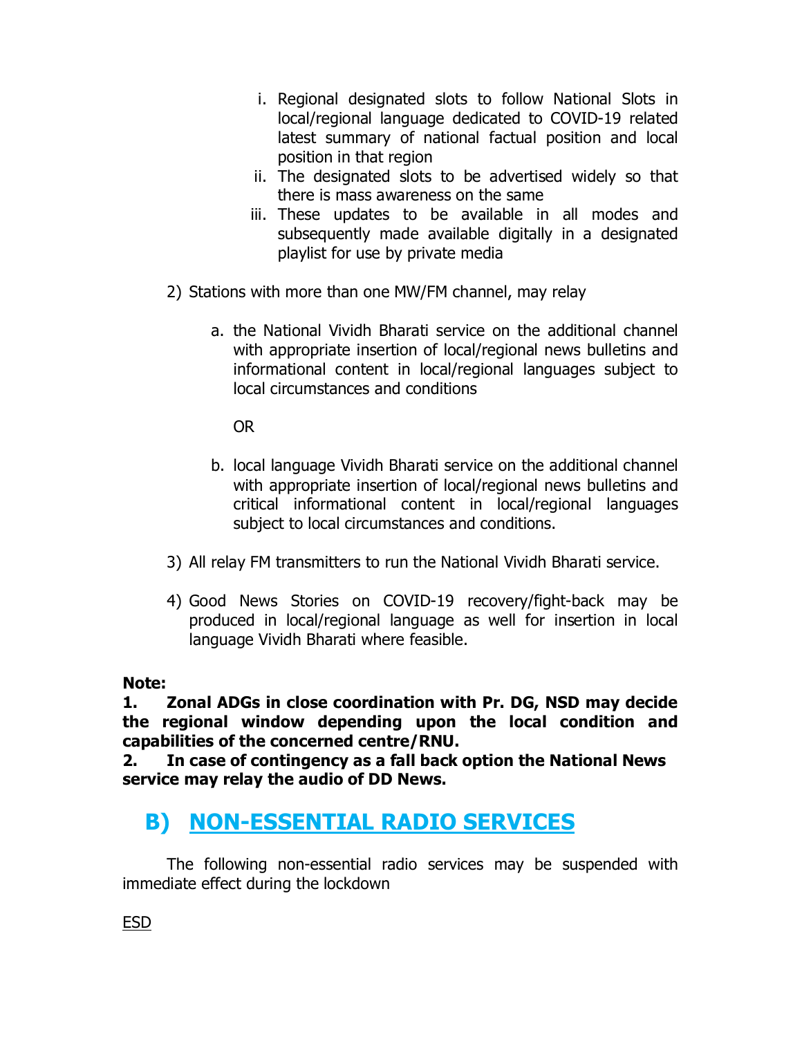i. Regional designated slots to follow National Slots in local/regional language dedicated to COVID-19 related latest summary of national factual position and local position in that region
ii. The designated slots to be advertised widely so that there is mass awareness on the same
iii. These updates to be available in all modes and subsequently made available digitally in a designated playlist for use by private media

2) Stations with more than one MW/FM channel, may relay

   a. the National Vividh Bharati service on the additional channel with appropriate insertion of local/regional news bulletins and informational content in local/regional languages subject to local circumstances and conditions

   OR

   b. local language Vividh Bharati service on the additional channel with appropriate insertion of local/regional news bulletins and critical informational content in local/regional languages subject to local circumstances and conditions.

3) All relay FM transmitters to run the National Vividh Bharati service.

4) Good News Stories on COVID-19 recovery/fight-back may be produced in local/regional language as well for insertion in local language Vividh Bharati where feasible.

**Note:**
**1. Zonal ADGs in close coordination with Pr. DG, NSD may decide the regional window depending upon the local condition and capabilities of the concerned centre/RNU.**
**2. In case of contingency as a fall back option the National News service may relay the audio of DD News.**

## B) NON-ESSENTIAL RADIO SERVICES

The following non-essential radio services may be suspended with immediate effect during the lockdown

ESD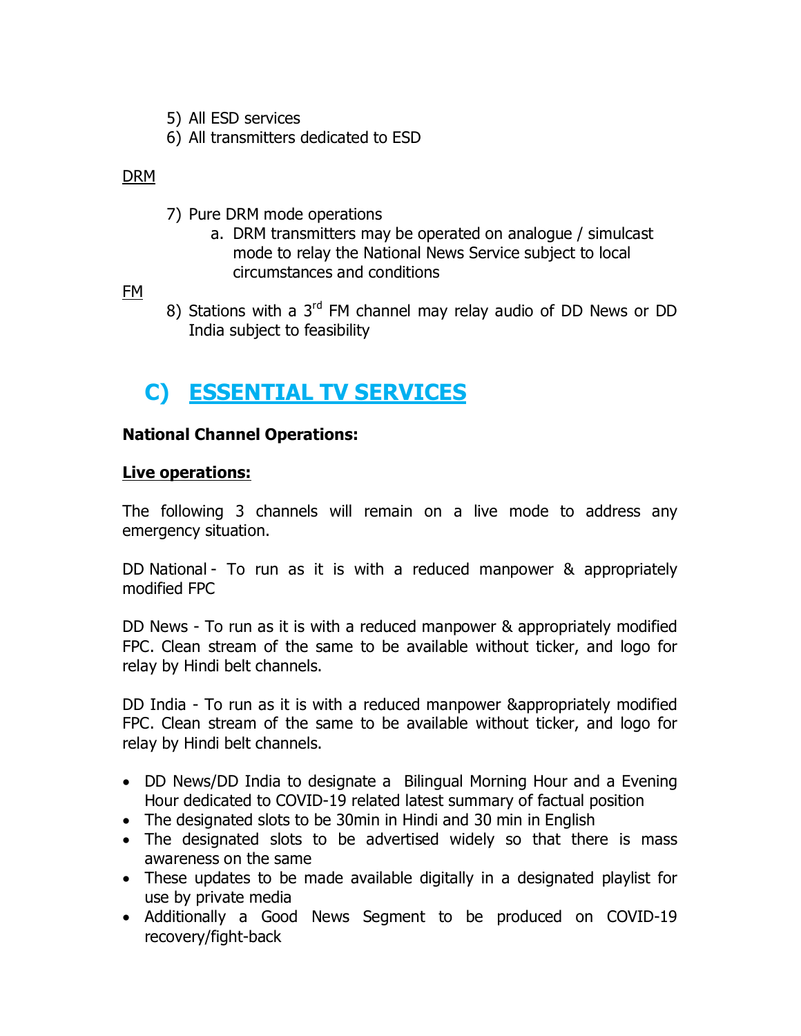5) All ESD services
6) All transmitters dedicated to ESD

<u>DRM</u>

7) Pure DRM mode operations
   a. DRM transmitters may be operated on analogue / simulcast mode to relay the National News Service subject to local circumstances and conditions

<u>FM</u>

8) Stations with a 3rd FM channel may relay audio of DD News or DD India subject to feasibility

## C) ESSENTIAL TV SERVICES

**National Channel Operations:**

**<u>Live operations:</u>**

The following 3 channels will remain on a live mode to address any emergency situation.

DD National - To run as it is with a reduced manpower & appropriately modified FPC

DD News - To run as it is with a reduced manpower & appropriately modified FPC. Clean stream of the same to be available without ticker, and logo for relay by Hindi belt channels.

DD India - To run as it is with a reduced manpower &appropriately modified FPC. Clean stream of the same to be available without ticker, and logo for relay by Hindi belt channels.

- DD News/DD India to designate a Bilingual Morning Hour and a Evening Hour dedicated to COVID-19 related latest summary of factual position
- The designated slots to be 30min in Hindi and 30 min in English
- The designated slots to be advertised widely so that there is mass awareness on the same
- These updates to be made available digitally in a designated playlist for use by private media
- Additionally a Good News Segment to be produced on COVID-19 recovery/fight-back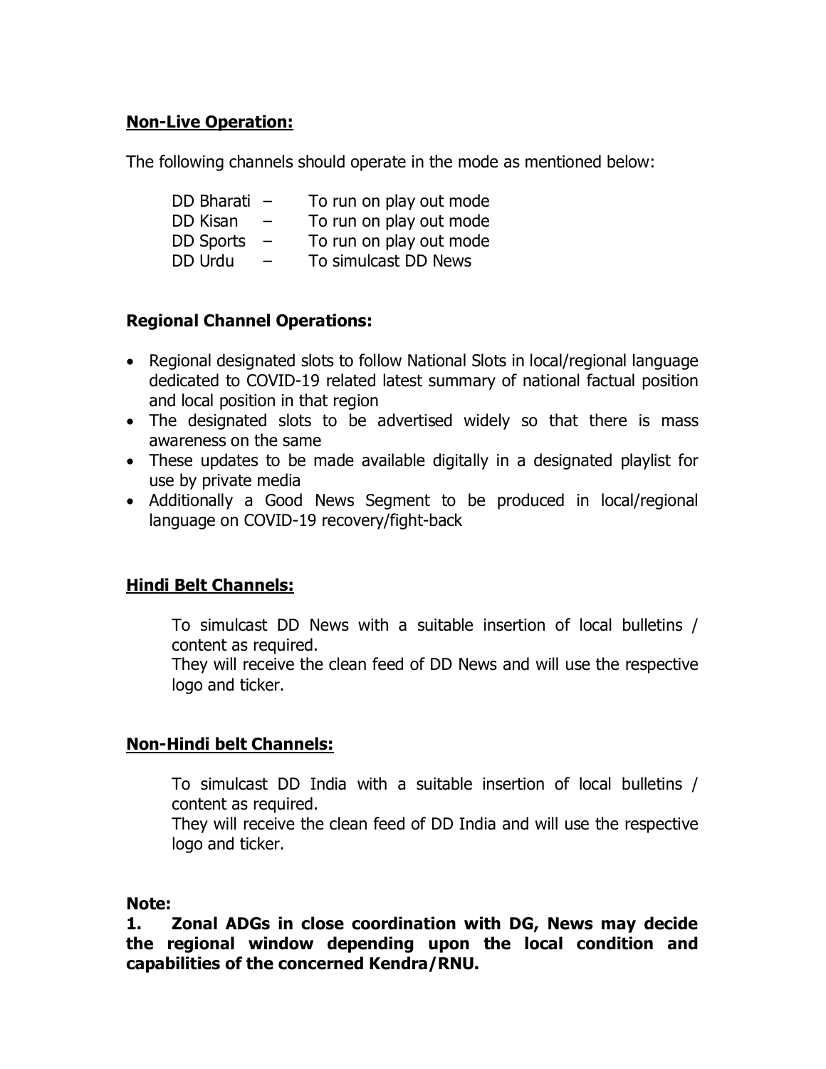**Non-Live Operation:**

The following channels should operate in the mode as mentioned below:

DD Bharati – To run on play out mode
DD Kisan – To run on play out mode
DD Sports – To run on play out mode
DD Urdu – To simulcast DD News

**Regional Channel Operations:**

- Regional designated slots to follow National Slots in local/regional language dedicated to COVID-19 related latest summary of national factual position and local position in that region
- The designated slots to be advertised widely so that there is mass awareness on the same
- These updates to be made available digitally in a designated playlist for use by private media
- Additionally a Good News Segment to be produced in local/regional language on COVID-19 recovery/fight-back

**Hindi Belt Channels:**

To simulcast DD News with a suitable insertion of local bulletins / content as required.
They will receive the clean feed of DD News and will use the respective logo and ticker.

**Non-Hindi belt Channels:**

To simulcast DD India with a suitable insertion of local bulletins / content as required.
They will receive the clean feed of DD India and will use the respective logo and ticker.

**Note:**

**1. Zonal ADGs in close coordination with DG, News may decide the regional window depending upon the local condition and capabilities of the concerned Kendra/RNU.**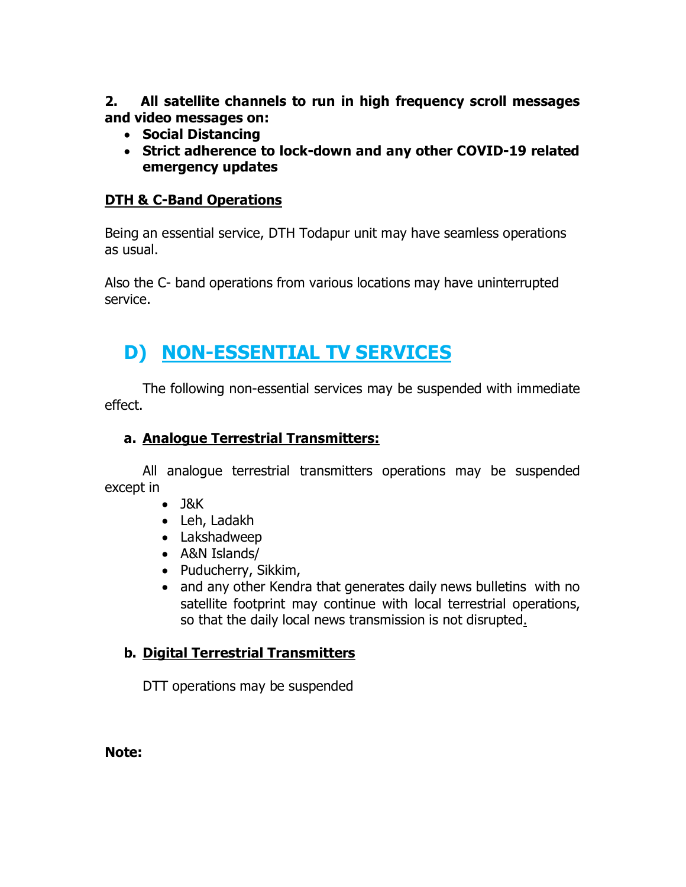**2. All satellite channels to run in high frequency scroll messages and video messages on:**

- **Social Distancing**
- **Strict adherence to lock-down and any other COVID-19 related emergency updates**

**DTH & C-Band Operations**

Being an essential service, DTH Todapur unit may have seamless operations as usual.

Also the C- band operations from various locations may have uninterrupted service.

## D) NON-ESSENTIAL TV SERVICES

The following non-essential services may be suspended with immediate effect.

### a. Analogue Terrestrial Transmitters:

All analogue terrestrial transmitters operations may be suspended except in

- J&K
- Leh, Ladakh
- Lakshadweep
- A&N Islands/
- Puducherry, Sikkim,
- and any other Kendra that generates daily news bulletins with no satellite footprint may continue with local terrestrial operations, so that the daily local news transmission is not disrupted.

### b. Digital Terrestrial Transmitters

DTT operations may be suspended

**Note:**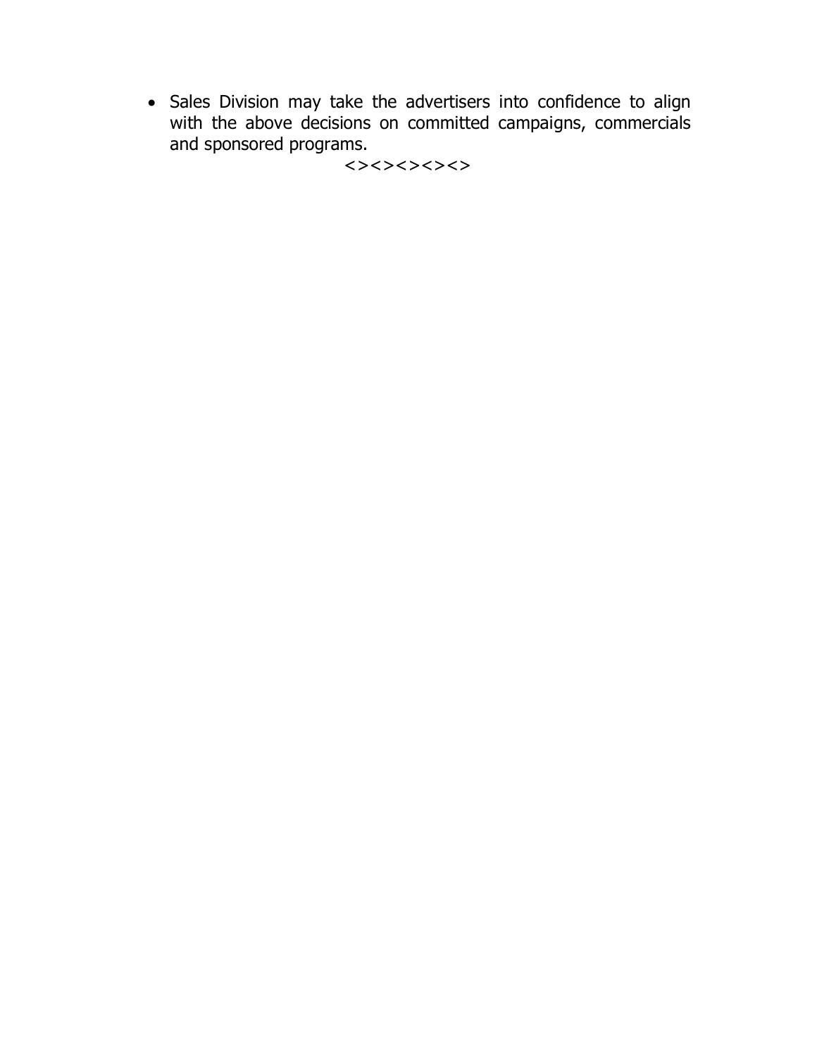- Sales Division may take the advertisers into confidence to align with the above decisions on committed campaigns, commercials and sponsored programs.

<><><><><>